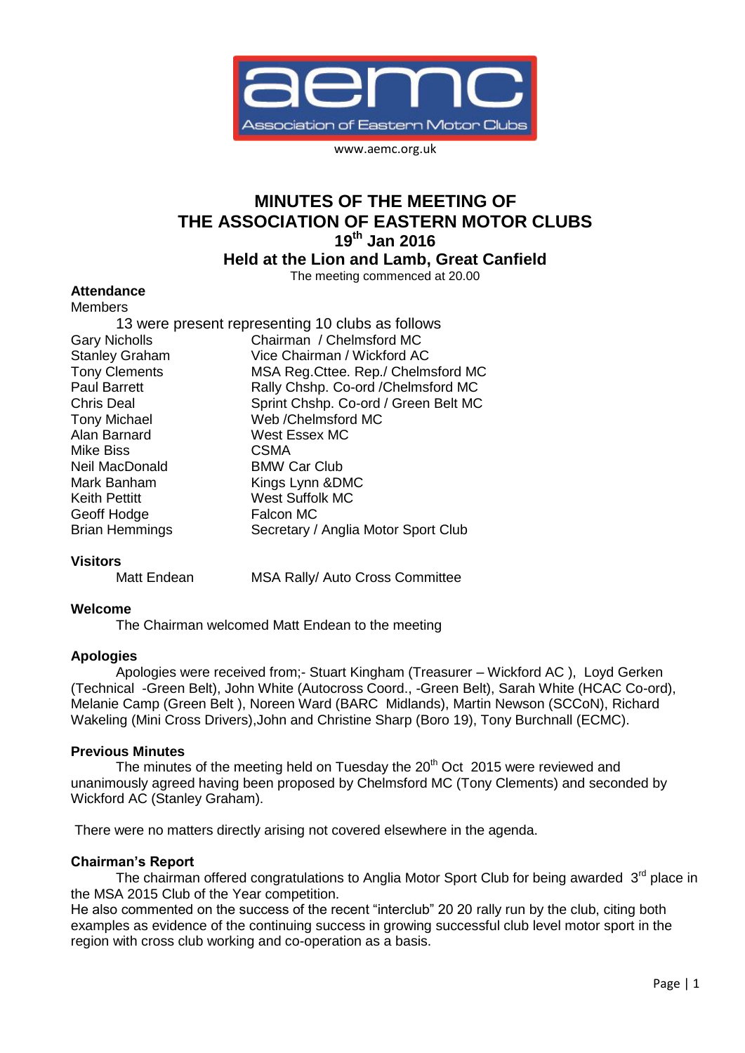www.aemc.org.uk

# MINUTES OF THE MEETING OF THE ASSOCIATION OF EASTERN MOTOR CLUBS

## 19th Jan 2016

## Held at the Lion and Lamb, Great Canfield

The meeting commenced at 20.00

**Attendance**

Members

13 were present representing 10 clubs as follows

| | |
|---|---|
| Gary Nicholls | Chairman / Chelmsford MC |
| Stanley Graham | Vice Chairman / Wickford AC |
| Tony Clements | MSA Reg.Cttee. Rep./ Chelmsford MC |
| Paul Barrett | Rally Chshp. Co-ord /Chelmsford MC |
| Chris Deal | Sprint Chshp. Co-ord / Green Belt MC |
| Tony Michael | Web /Chelmsford MC |
| Alan Barnard | West Essex MC |
| Mike Biss | CSMA |
| Neil MacDonald | BMW Car Club |
| Mark Banham | Kings Lynn &DMC |
| Keith Pettitt | West Suffolk MC |
| Geoff Hodge | Falcon MC |
| Brian Hemmings | Secretary / Anglia Motor Sport Club |

**Visitors**

| | |
|---|---|
| Matt Endean | MSA Rally/ Auto Cross Committee |

**Welcome**

The Chairman welcomed Matt Endean to the meeting

**Apologies**

Apologies were received from;- Stuart Kingham (Treasurer – Wickford AC ), Loyd Gerken (Technical -Green Belt), John White (Autocross Coord., -Green Belt), Sarah White (HCAC Co-ord), Melanie Camp (Green Belt ), Noreen Ward (BARC Midlands), Martin Newson (SCCoN), Richard Wakeling (Mini Cross Drivers),John and Christine Sharp (Boro 19), Tony Burchnall (ECMC).

**Previous Minutes**

The minutes of the meeting held on Tuesday the 20th Oct 2015 were reviewed and unanimously agreed having been proposed by Chelmsford MC (Tony Clements) and seconded by Wickford AC (Stanley Graham).

There were no matters directly arising not covered elsewhere in the agenda.

**Chairman's Report**

The chairman offered congratulations to Anglia Motor Sport Club for being awarded 3rd place in the MSA 2015 Club of the Year competition.

He also commented on the success of the recent "interclub" 20 20 rally run by the club, citing both examples as evidence of the continuing success in growing successful club level motor sport in the region with cross club working and co-operation as a basis.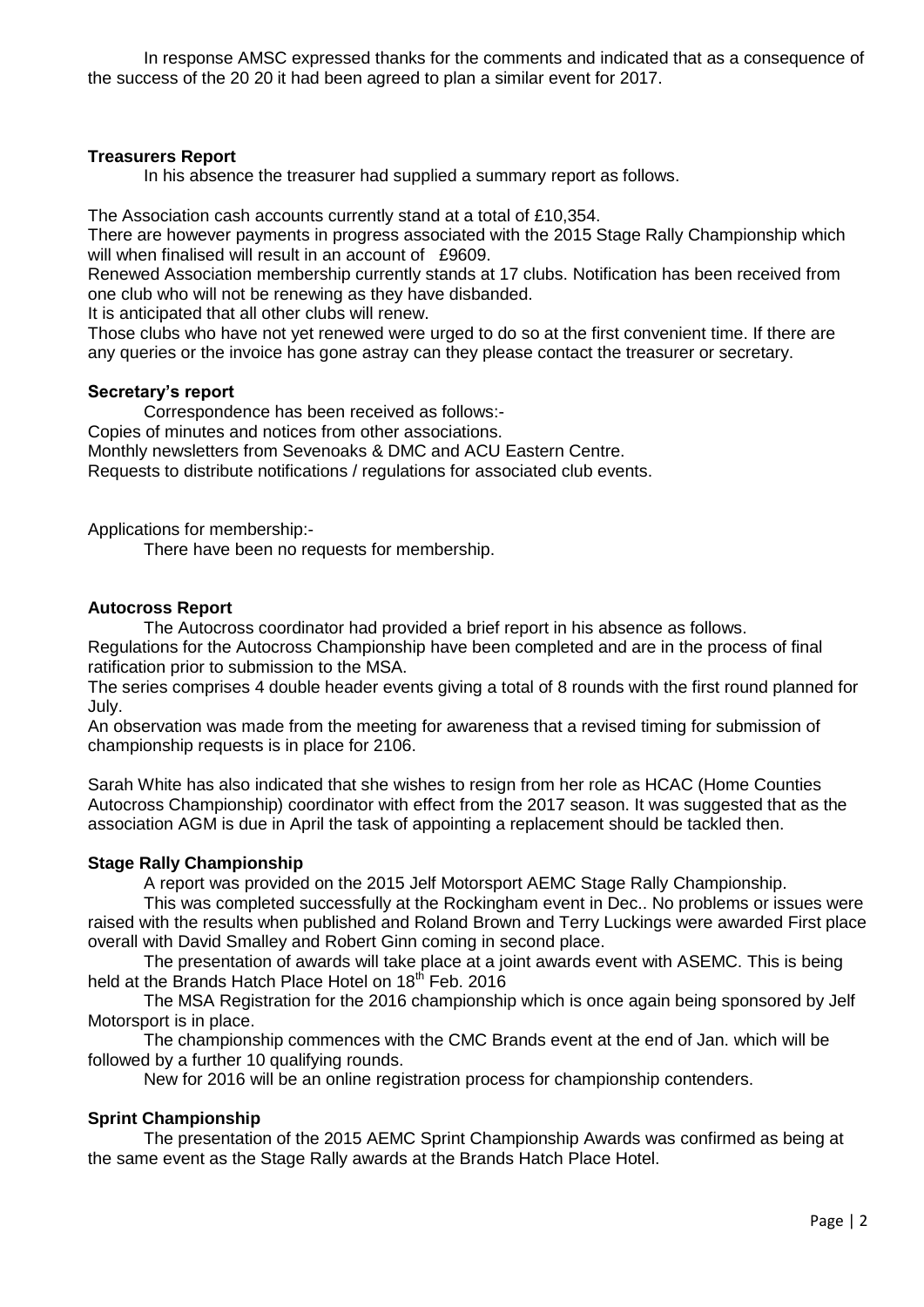In response AMSC expressed thanks for the comments and indicated that as a consequence of the success of the 20 20 it had been agreed to plan a similar event for 2017.

**Treasurers Report**

In his absence the treasurer had supplied a summary report as follows.

The Association cash accounts currently stand at a total of £10,354.
There are however payments in progress associated with the 2015 Stage Rally Championship which will when finalised will result in an account of £9609.
Renewed Association membership currently stands at 17 clubs. Notification has been received from one club who will not be renewing as they have disbanded.
It is anticipated that all other clubs will renew.
Those clubs who have not yet renewed were urged to do so at the first convenient time. If there are any queries or the invoice has gone astray can they please contact the treasurer or secretary.

**Secretary's report**

Correspondence has been received as follows:-
Copies of minutes and notices from other associations.
Monthly newsletters from Sevenoaks & DMC and ACU Eastern Centre.
Requests to distribute notifications / regulations for associated club events.

Applications for membership:-

There have been no requests for membership.

**Autocross Report**

The Autocross coordinator had provided a brief report in his absence as follows.
Regulations for the Autocross Championship have been completed and are in the process of final ratification prior to submission to the MSA.
The series comprises 4 double header events giving a total of 8 rounds with the first round planned for July.
An observation was made from the meeting for awareness that a revised timing for submission of championship requests is in place for 2106.

Sarah White has also indicated that she wishes to resign from her role as HCAC (Home Counties Autocross Championship) coordinator with effect from the 2017 season. It was suggested that as the association AGM is due in April the task of appointing a replacement should be tackled then.

**Stage Rally Championship**

A report was provided on the 2015 Jelf Motorsport AEMC Stage Rally Championship.

This was completed successfully at the Rockingham event in Dec.. No problems or issues were raised with the results when published and Roland Brown and Terry Luckings were awarded First place overall with David Smalley and Robert Ginn coming in second place.

The presentation of awards will take place at a joint awards event with ASEMC. This is being held at the Brands Hatch Place Hotel on 18th Feb. 2016

The MSA Registration for the 2016 championship which is once again being sponsored by Jelf Motorsport is in place.

The championship commences with the CMC Brands event at the end of Jan. which will be followed by a further 10 qualifying rounds.

New for 2016 will be an online registration process for championship contenders.

**Sprint Championship**

The presentation of the 2015 AEMC Sprint Championship Awards was confirmed as being at the same event as the Stage Rally awards at the Brands Hatch Place Hotel.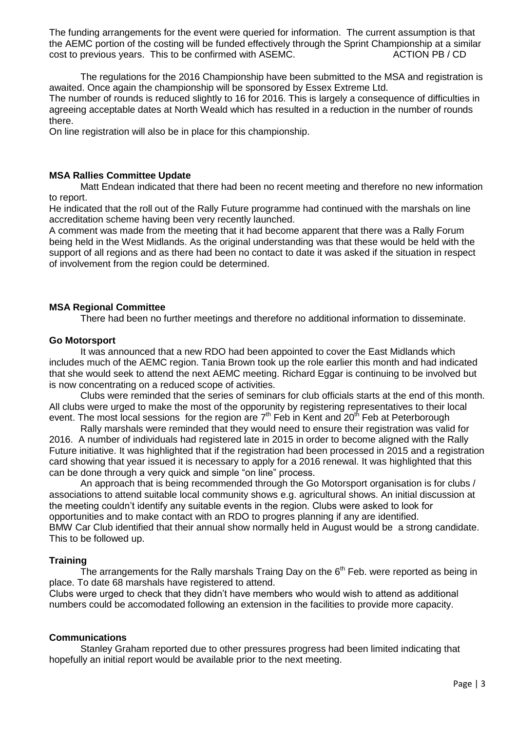The funding arrangements for the event were queried for information. The current assumption is that the AEMC portion of the costing will be funded effectively through the Sprint Championship at a similar cost to previous years. This to be confirmed with ASEMC. ACTION PB / CD

The regulations for the 2016 Championship have been submitted to the MSA and registration is awaited. Once again the championship will be sponsored by Essex Extreme Ltd.

The number of rounds is reduced slightly to 16 for 2016. This is largely a consequence of difficulties in agreeing acceptable dates at North Weald which has resulted in a reduction in the number of rounds there.

On line registration will also be in place for this championship.

**MSA Rallies Committee Update**

Matt Endean indicated that there had been no recent meeting and therefore no new information to report.

He indicated that the roll out of the Rally Future programme had continued with the marshals on line accreditation scheme having been very recently launched.

A comment was made from the meeting that it had become apparent that there was a Rally Forum being held in the West Midlands. As the original understanding was that these would be held with the support of all regions and as there had been no contact to date it was asked if the situation in respect of involvement from the region could be determined.

**MSA Regional Committee**

There had been no further meetings and therefore no additional information to disseminate.

**Go Motorsport**

It was announced that a new RDO had been appointed to cover the East Midlands which includes much of the AEMC region. Tania Brown took up the role earlier this month and had indicated that she would seek to attend the next AEMC meeting. Richard Eggar is continuing to be involved but is now concentrating on a reduced scope of activities.

Clubs were reminded that the series of seminars for club officials starts at the end of this month. All clubs were urged to make the most of the opporunity by registering representatives to their local event. The most local sessions for the region are 7th Feb in Kent and 20th Feb at Peterborough

Rally marshals were reminded that they would need to ensure their registration was valid for 2016. A number of individuals had registered late in 2015 in order to become aligned with the Rally Future initiative. It was highlighted that if the registration had been processed in 2015 and a registration card showing that year issued it is necessary to apply for a 2016 renewal. It was highlighted that this can be done through a very quick and simple "on line" process.

An approach that is being recommended through the Go Motorsport organisation is for clubs / associations to attend suitable local community shows e.g. agricultural shows. An initial discussion at the meeting couldn't identify any suitable events in the region. Clubs were asked to look for opportunities and to make contact with an RDO to progres planning if any are identified.

BMW Car Club identified that their annual show normally held in August would be a strong candidate. This to be followed up.

**Training**

The arrangements for the Rally marshals Traing Day on the 6th Feb. were reported as being in place. To date 68 marshals have registered to attend.

Clubs were urged to check that they didn't have members who would wish to attend as additional numbers could be accomodated following an extension in the facilities to provide more capacity.

**Communications**

Stanley Graham reported due to other pressures progress had been limited indicating that hopefully an initial report would be available prior to the next meeting.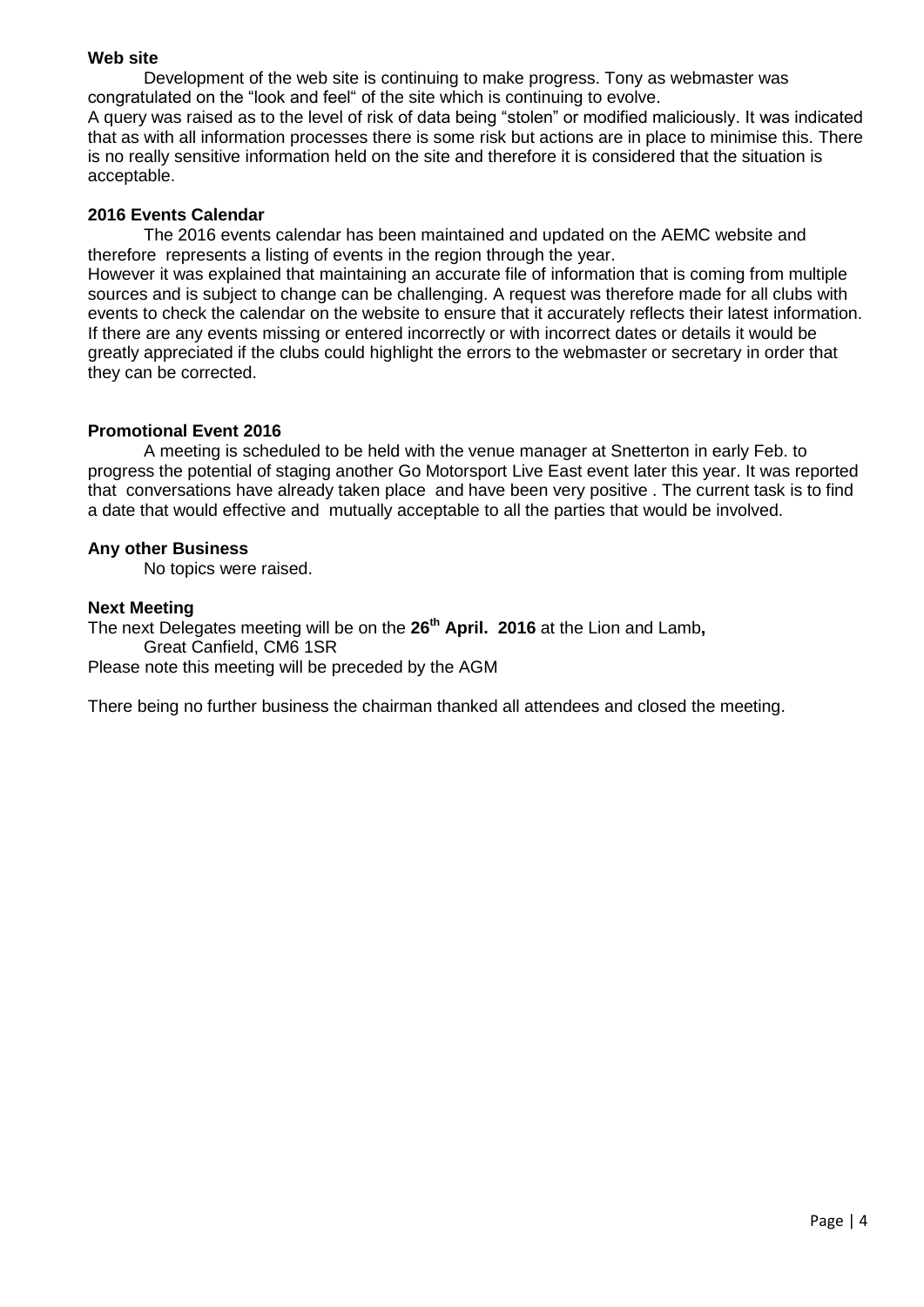**Web site**

Development of the web site is continuing to make progress. Tony as webmaster was congratulated on the "look and feel" of the site which is continuing to evolve.

A query was raised as to the level of risk of data being "stolen" or modified maliciously. It was indicated that as with all information processes there is some risk but actions are in place to minimise this. There is no really sensitive information held on the site and therefore it is considered that the situation is acceptable.

**2016 Events Calendar**

The 2016 events calendar has been maintained and updated on the AEMC website and therefore represents a listing of events in the region through the year.

However it was explained that maintaining an accurate file of information that is coming from multiple sources and is subject to change can be challenging. A request was therefore made for all clubs with events to check the calendar on the website to ensure that it accurately reflects their latest information. If there are any events missing or entered incorrectly or with incorrect dates or details it would be greatly appreciated if the clubs could highlight the errors to the webmaster or secretary in order that they can be corrected.

**Promotional Event 2016**

A meeting is scheduled to be held with the venue manager at Snetterton in early Feb. to progress the potential of staging another Go Motorsport Live East event later this year. It was reported that conversations have already taken place and have been very positive . The current task is to find a date that would effective and mutually acceptable to all the parties that would be involved.

**Any other Business**

No topics were raised.

**Next Meeting**

The next Delegates meeting will be on the **26th April. 2016** at the Lion and Lamb**,** Great Canfield, CM6 1SR

Please note this meeting will be preceded by the AGM

There being no further business the chairman thanked all attendees and closed the meeting.